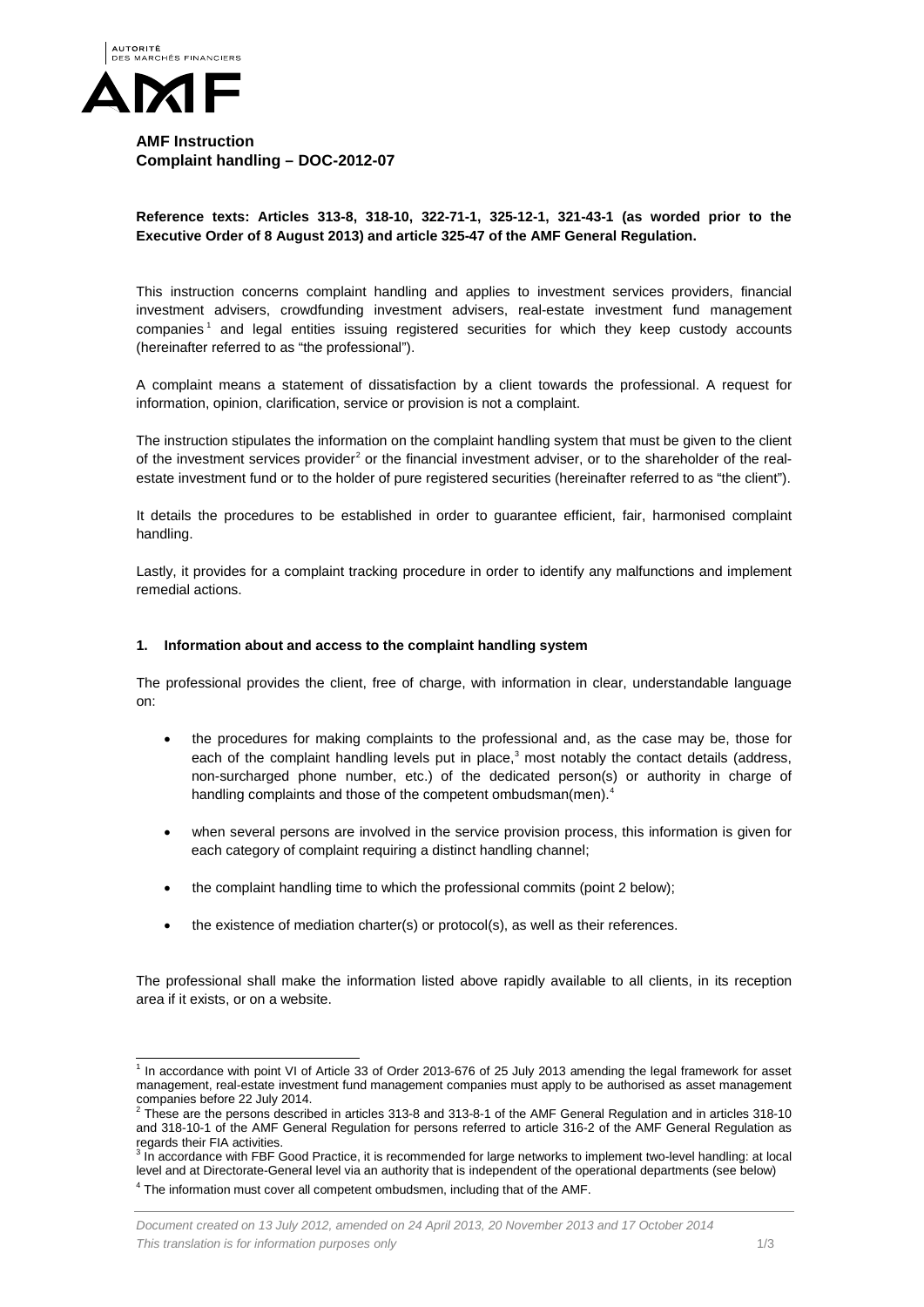**AMF Instruction**
**Complaint handling – DOC-2012-07**

**Reference texts: Articles 313-8, 318-10, 322-71-1, 325-12-1, 321-43-1 (as worded prior to the Executive Order of 8 August 2013) and article 325-47 of the AMF General Regulation.**

This instruction concerns complaint handling and applies to investment services providers, financial investment advisers, crowdfunding investment advisers, real-estate investment fund management companies[1] and legal entities issuing registered securities for which they keep custody accounts (hereinafter referred to as "the professional").

A complaint means a statement of dissatisfaction by a client towards the professional. A request for information, opinion, clarification, service or provision is not a complaint.

The instruction stipulates the information on the complaint handling system that must be given to the client of the investment services provider[2] or the financial investment adviser, or to the shareholder of the real-estate investment fund or to the holder of pure registered securities (hereinafter referred to as "the client").

It details the procedures to be established in order to guarantee efficient, fair, harmonised complaint handling.

Lastly, it provides for a complaint tracking procedure in order to identify any malfunctions and implement remedial actions.

## 1. Information about and access to the complaint handling system

The professional provides the client, free of charge, with information in clear, understandable language on:

- the procedures for making complaints to the professional and, as the case may be, those for each of the complaint handling levels put in place,[3] most notably the contact details (address, non-surcharged phone number, etc.) of the dedicated person(s) or authority in charge of handling complaints and those of the competent ombudsman(men).[4]
- when several persons are involved in the service provision process, this information is given for each category of complaint requiring a distinct handling channel;
- the complaint handling time to which the professional commits (point 2 below);
- the existence of mediation charter(s) or protocol(s), as well as their references.

The professional shall make the information listed above rapidly available to all clients, in its reception area if it exists, or on a website.

[1] In accordance with point VI of Article 33 of Order 2013-676 of 25 July 2013 amending the legal framework for asset management, real-estate investment fund management companies must apply to be authorised as asset management companies before 22 July 2014.

[2] These are the persons described in articles 313-8 and 313-8-1 of the AMF General Regulation and in articles 318-10 and 318-10-1 of the AMF General Regulation for persons referred to article 316-2 of the AMF General Regulation as regards their FIA activities.

[3] In accordance with FBF Good Practice, it is recommended for large networks to implement two-level handling: at local level and at Directorate-General level via an authority that is independent of the operational departments (see below)

[4] The information must cover all competent ombudsmen, including that of the AMF.

*Document created on 13 July 2012, amended on 24 April 2013, 20 November 2013 and 17 October 2014*
*This translation is for information purposes only*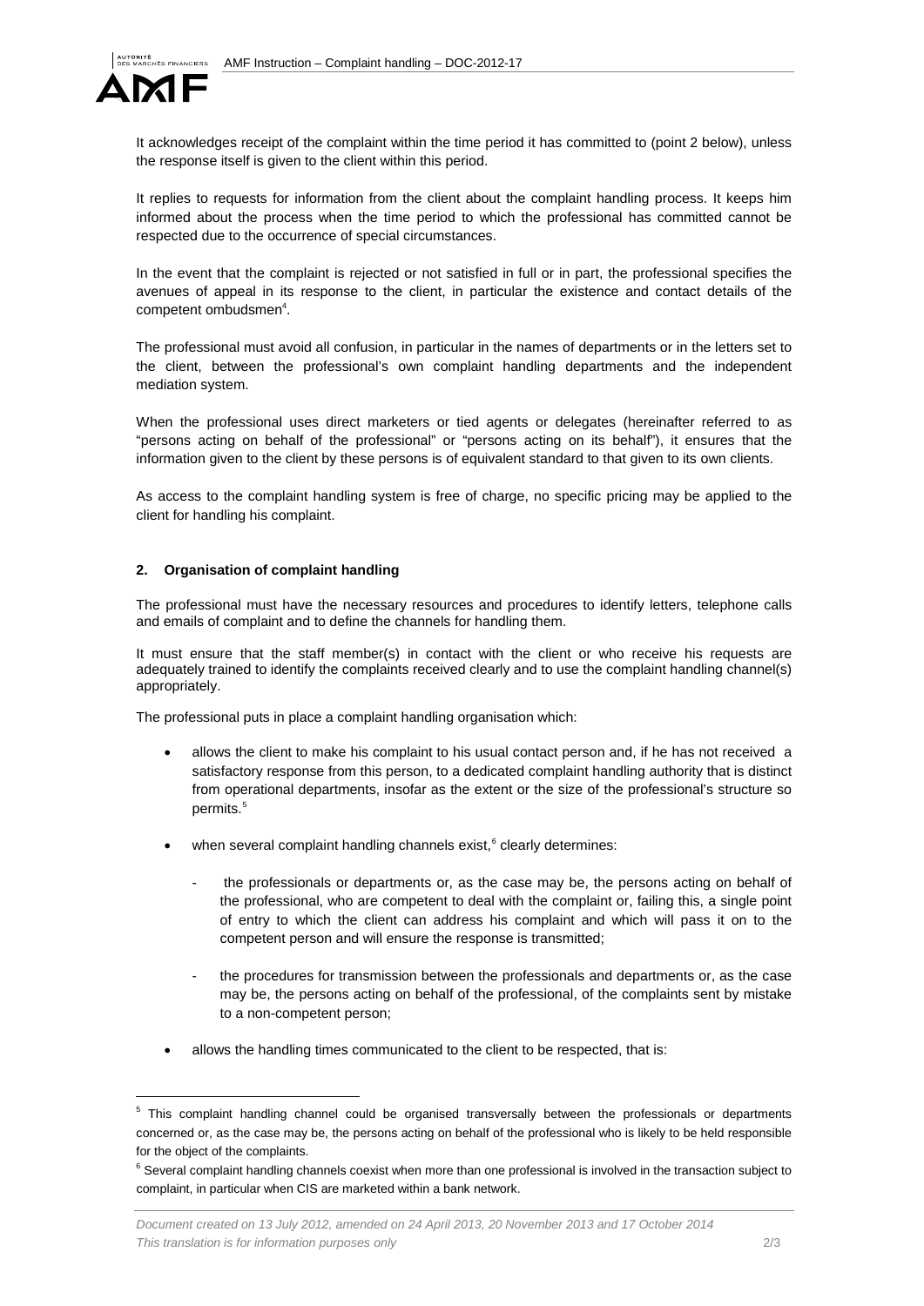It acknowledges receipt of the complaint within the time period it has committed to (point 2 below), unless the response itself is given to the client within this period.

It replies to requests for information from the client about the complaint handling process. It keeps him informed about the process when the time period to which the professional has committed cannot be respected due to the occurrence of special circumstances.

In the event that the complaint is rejected or not satisfied in full or in part, the professional specifies the avenues of appeal in its response to the client, in particular the existence and contact details of the competent ombudsmen[4].

The professional must avoid all confusion, in particular in the names of departments or in the letters set to the client, between the professional's own complaint handling departments and the independent mediation system.

When the professional uses direct marketers or tied agents or delegates (hereinafter referred to as "persons acting on behalf of the professional" or "persons acting on its behalf"), it ensures that the information given to the client by these persons is of equivalent standard to that given to its own clients.

As access to the complaint handling system is free of charge, no specific pricing may be applied to the client for handling his complaint.

## 2. Organisation of complaint handling

The professional must have the necessary resources and procedures to identify letters, telephone calls and emails of complaint and to define the channels for handling them.

It must ensure that the staff member(s) in contact with the client or who receive his requests are adequately trained to identify the complaints received clearly and to use the complaint handling channel(s) appropriately.

The professional puts in place a complaint handling organisation which:

- allows the client to make his complaint to his usual contact person and, if he has not received a satisfactory response from this person, to a dedicated complaint handling authority that is distinct from operational departments, insofar as the extent or the size of the professional's structure so permits.[5]
- when several complaint handling channels exist,[6] clearly determines:
  - the professionals or departments or, as the case may be, the persons acting on behalf of the professional, who are competent to deal with the complaint or, failing this, a single point of entry to which the client can address his complaint and which will pass it on to the competent person and will ensure the response is transmitted;
  - the procedures for transmission between the professionals and departments or, as the case may be, the persons acting on behalf of the professional, of the complaints sent by mistake to a non-competent person;
- allows the handling times communicated to the client to be respected, that is:

---

[5] This complaint handling channel could be organised transversally between the professionals or departments concerned or, as the case may be, the persons acting on behalf of the professional who is likely to be held responsible for the object of the complaints.

[6] Several complaint handling channels coexist when more than one professional is involved in the transaction subject to complaint, in particular when CIS are marketed within a bank network.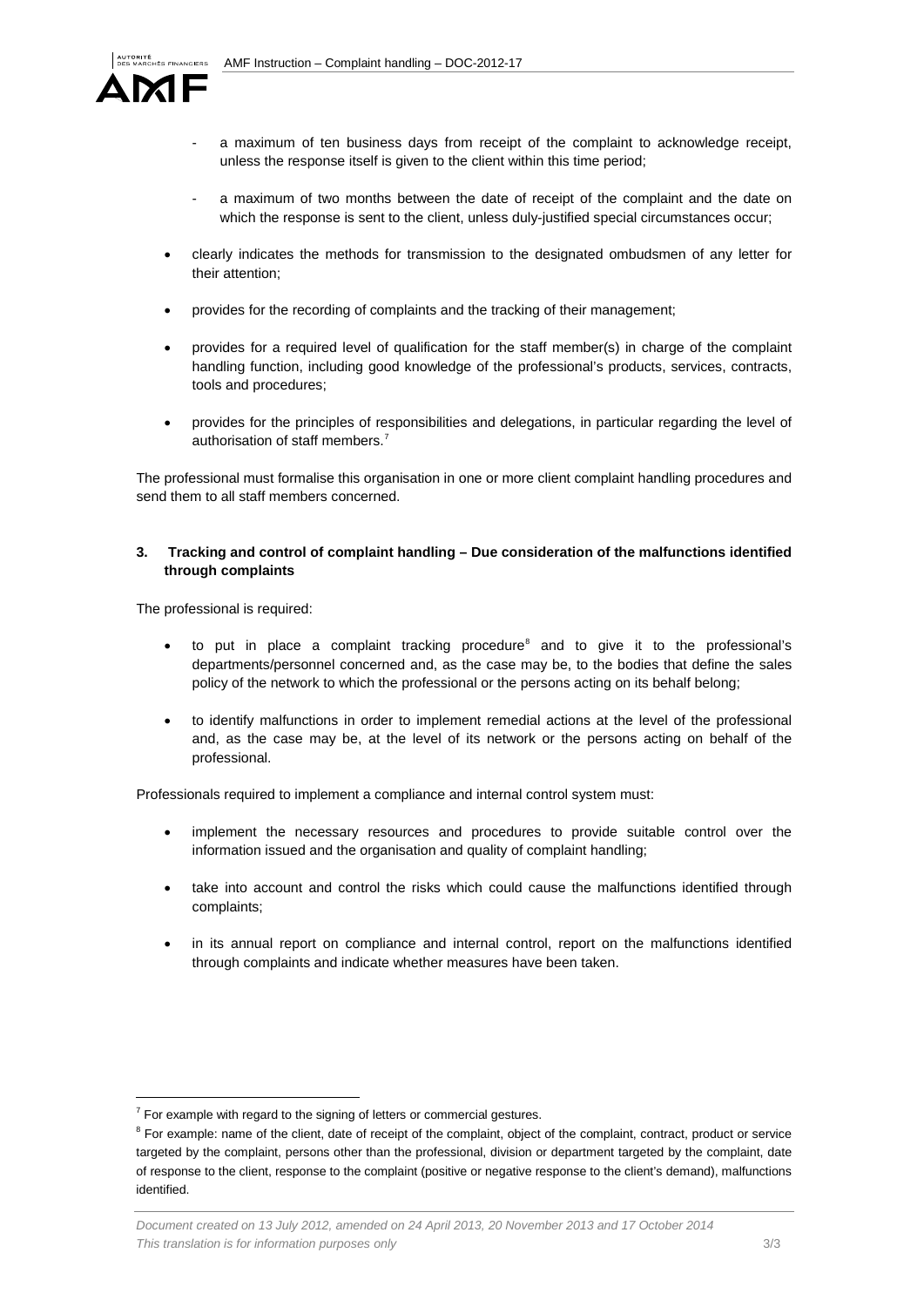- a maximum of ten business days from receipt of the complaint to acknowledge receipt, unless the response itself is given to the client within this time period;
- a maximum of two months between the date of receipt of the complaint and the date on which the response is sent to the client, unless duly-justified special circumstances occur;

- clearly indicates the methods for transmission to the designated ombudsmen of any letter for their attention;
- provides for the recording of complaints and the tracking of their management;
- provides for a required level of qualification for the staff member(s) in charge of the complaint handling function, including good knowledge of the professional's products, services, contracts, tools and procedures;
- provides for the principles of responsibilities and delegations, in particular regarding the level of authorisation of staff members.[7]

The professional must formalise this organisation in one or more client complaint handling procedures and send them to all staff members concerned.

### 3. Tracking and control of complaint handling – Due consideration of the malfunctions identified through complaints

The professional is required:

- to put in place a complaint tracking procedure[8] and to give it to the professional's departments/personnel concerned and, as the case may be, to the bodies that define the sales policy of the network to which the professional or the persons acting on its behalf belong;
- to identify malfunctions in order to implement remedial actions at the level of the professional and, as the case may be, at the level of its network or the persons acting on behalf of the professional.

Professionals required to implement a compliance and internal control system must:

- implement the necessary resources and procedures to provide suitable control over the information issued and the organisation and quality of complaint handling;
- take into account and control the risks which could cause the malfunctions identified through complaints;
- in its annual report on compliance and internal control, report on the malfunctions identified through complaints and indicate whether measures have been taken.

---

[7] For example with regard to the signing of letters or commercial gestures.

[8] For example: name of the client, date of receipt of the complaint, object of the complaint, contract, product or service targeted by the complaint, persons other than the professional, division or department targeted by the complaint, date of response to the client, response to the complaint (positive or negative response to the client's demand), malfunctions identified.